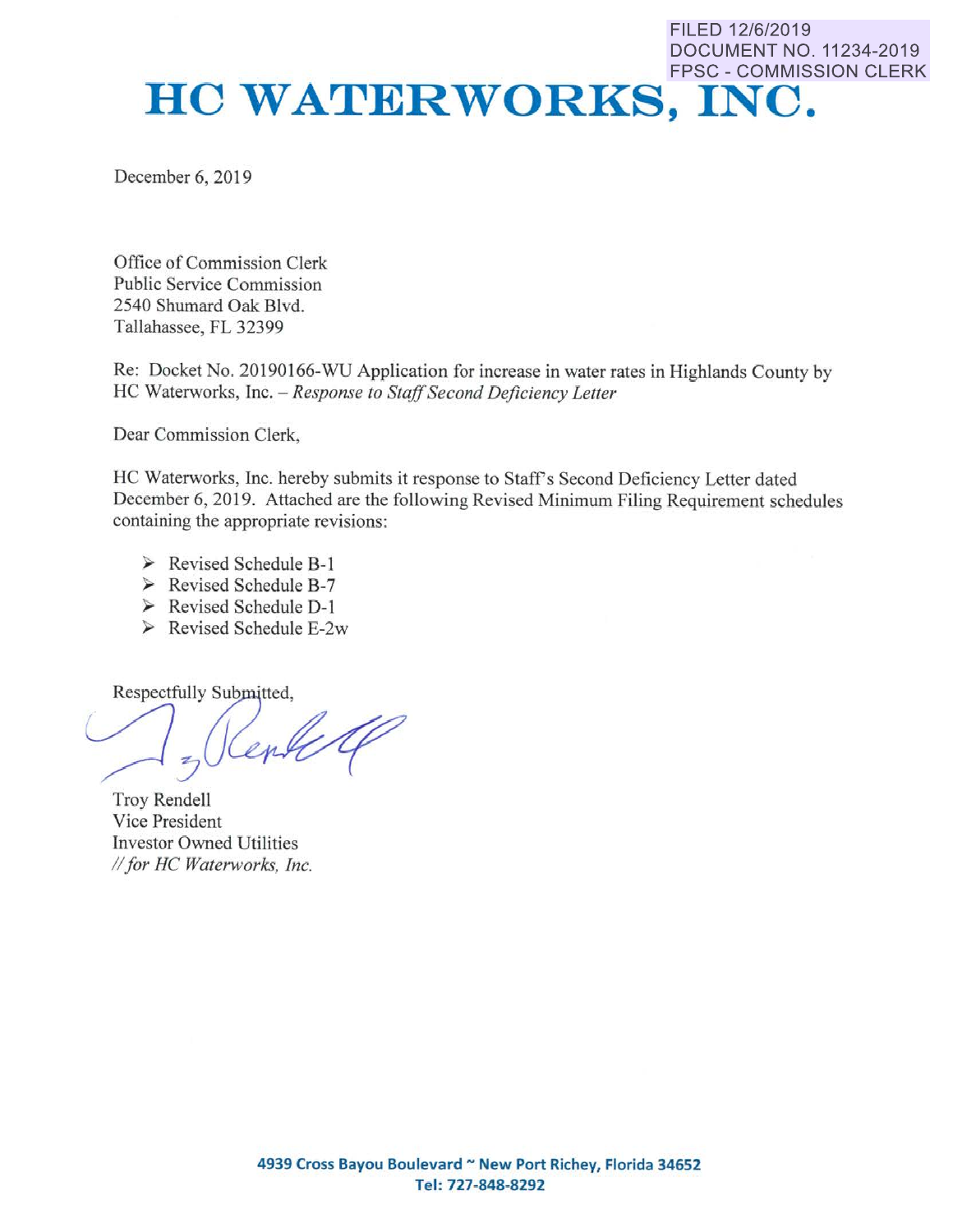FILED 12/6/2019
DOCUMENT NO. 11234-2019
FPSC - COMMISSION CLERK

# HC WATERWORKS, INC.

December 6, 2019

Office of Commission Clerk
Public Service Commission
2540 Shumard Oak Blvd.
Tallahassee, FL 32399

Re: Docket No. 20190166-WU Application for increase in water rates in Highlands County by HC Waterworks, Inc. – *Response to Staff Second Deficiency Letter*

Dear Commission Clerk,

HC Waterworks, Inc. hereby submits it response to Staff's Second Deficiency Letter dated December 6, 2019. Attached are the following Revised Minimum Filing Requirement schedules containing the appropriate revisions:

- Revised Schedule B-1
- Revised Schedule B-7
- Revised Schedule D-1
- Revised Schedule E-2w

Respectfully Submitted,

Troy Rendell
Vice President
Investor Owned Utilities
*// for HC Waterworks, Inc.*

**4939 Cross Bayou Boulevard ~ New Port Richey, Florida 34652**
**Tel: 727-848-8292**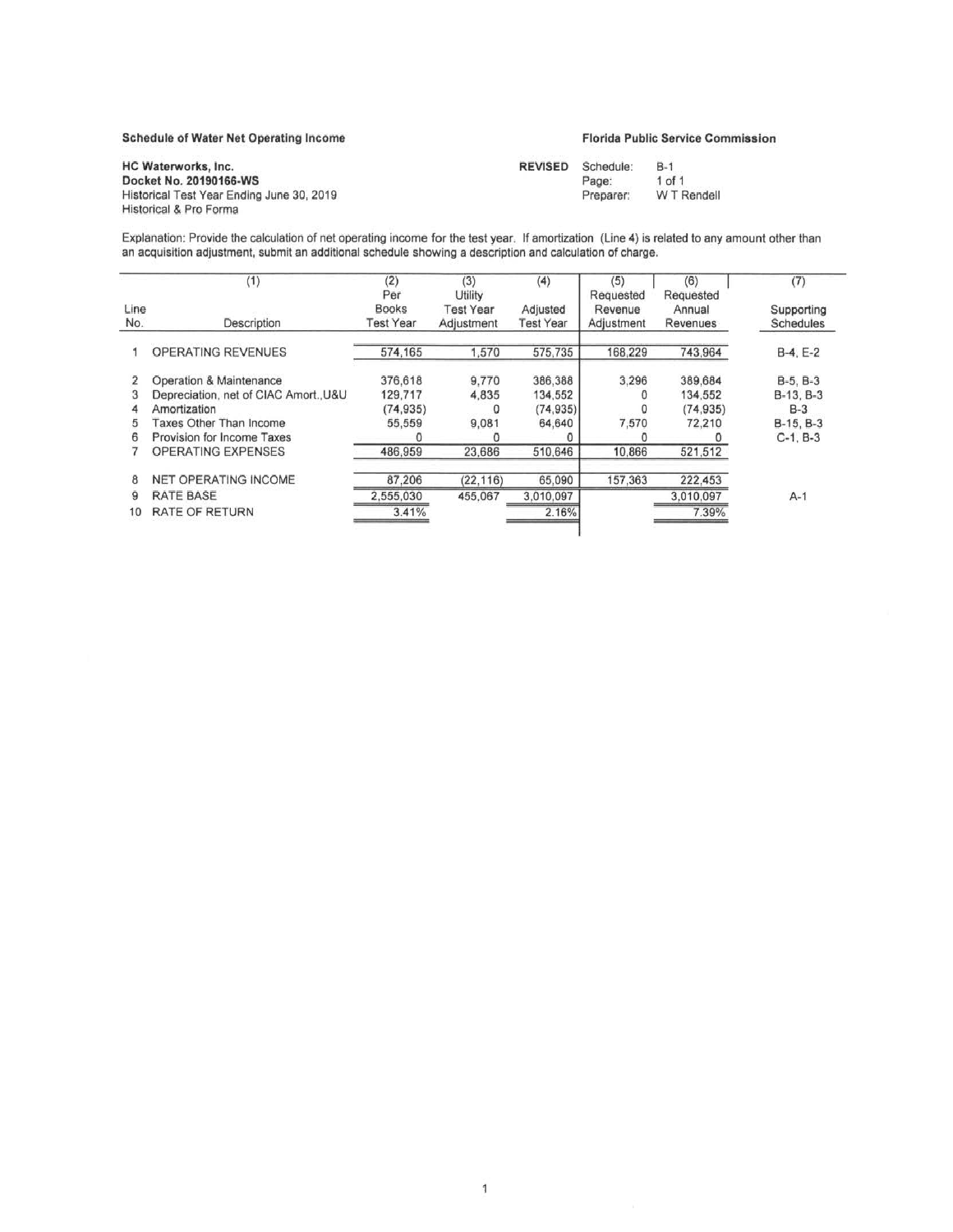**Schedule of Water Net Operating Income**

**Florida Public Service Commission**

**HC Waterworks, Inc.**
**Docket No. 20190166-WS**
Historical Test Year Ending June 30, 2019
Historical & Pro Forma

**REVISED** Schedule: B-1
Page: 1 of 1
Preparer: W T Rendell

Explanation: Provide the calculation of net operating income for the test year. If amortization (Line 4) is related to any amount other than an acquisition adjustment, submit an additional schedule showing a description and calculation of charge.

| Line No. | (1) Description | (2) Per Books Test Year | (3) Utility Test Year Adjustment | (4) Adjusted Test Year | (5) Requested Revenue Adjustment | (6) Requested Annual Revenues | (7) Supporting Schedules |
|---|---|---|---|---|---|---|---|
| 1 | OPERATING REVENUES | 574,165 | 1,570 | 575,735 | 168,229 | 743,964 | B-4, E-2 |
| 2 | Operation & Maintenance | 376,618 | 9,770 | 386,388 | 3,296 | 389,684 | B-5, B-3 |
| 3 | Depreciation, net of CIAC Amort.,U&U | 129,717 | 4,835 | 134,552 | 0 | 134,552 | B-13, B-3 |
| 4 | Amortization | (74,935) | 0 | (74,935) | 0 | (74,935) | B-3 |
| 5 | Taxes Other Than Income | 55,559 | 9,081 | 64,640 | 7,570 | 72,210 | B-15, B-3 |
| 6 | Provision for Income Taxes | 0 | 0 | 0 | 0 | 0 | C-1, B-3 |
| 7 | OPERATING EXPENSES | 486,959 | 23,686 | 510,646 | 10,866 | 521,512 | |
| 8 | NET OPERATING INCOME | 87,206 | (22,116) | 65,090 | 157,363 | 222,453 | |
| 9 | RATE BASE | 2,555,030 | 455,067 | 3,010,097 | | 3,010,097 | A-1 |
| 10 | RATE OF RETURN | 3.41% | | 2.16% | | 7.39% | |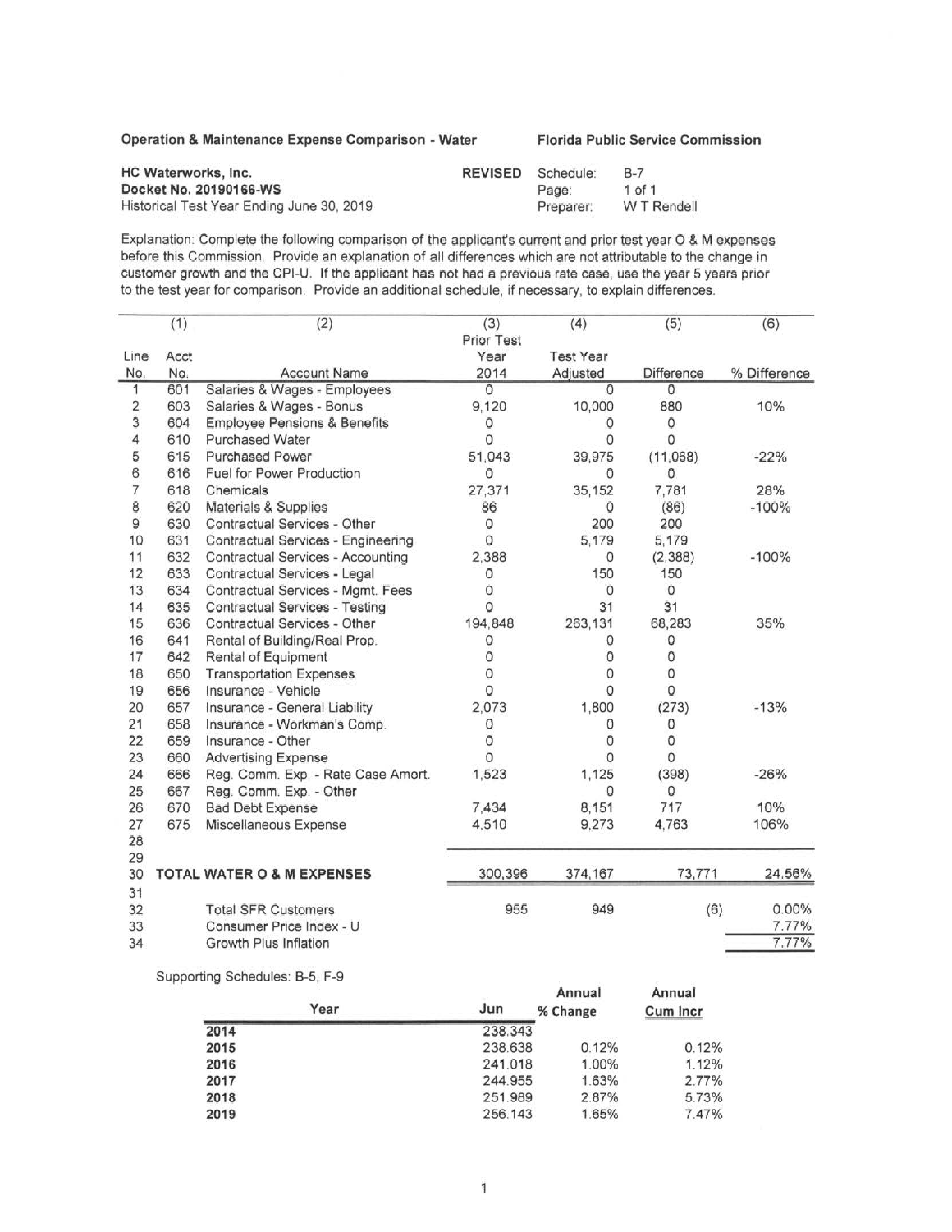**Operation & Maintenance Expense Comparison - Water** | **Florida Public Service Commission**

**HC Waterworks, Inc.**
**Docket No. 20190166-WS**
Historical Test Year Ending June 30, 2019

**REVISED** Schedule: B-7
Page: 1 of 1
Preparer: W T Rendell

Explanation: Complete the following comparison of the applicant's current and prior test year O & M expenses before this Commission. Provide an explanation of all differences which are not attributable to the change in customer growth and the CPI-U. If the applicant has not had a previous rate case, use the year 5 years prior to the test year for comparison. Provide an additional schedule, if necessary, to explain differences.

| | (1) | (2) | (3) | (4) | (5) | (6) |
|---|---|---|---|---|---|---|
| Line No. | Acct No. | Account Name | Prior Test Year 2014 | Test Year Adjusted | Difference | % Difference |
| 1 | 601 | Salaries & Wages - Employees | 0 | 0 | 0 | |
| 2 | 603 | Salaries & Wages - Bonus | 9,120 | 10,000 | 880 | 10% |
| 3 | 604 | Employee Pensions & Benefits | 0 | 0 | 0 | |
| 4 | 610 | Purchased Water | 0 | 0 | 0 | |
| 5 | 615 | Purchased Power | 51,043 | 39,975 | (11,068) | -22% |
| 6 | 616 | Fuel for Power Production | 0 | 0 | 0 | |
| 7 | 618 | Chemicals | 27,371 | 35,152 | 7,781 | 28% |
| 8 | 620 | Materials & Supplies | 86 | 0 | (86) | -100% |
| 9 | 630 | Contractual Services - Other | 0 | 200 | 200 | |
| 10 | 631 | Contractual Services - Engineering | 0 | 5,179 | 5,179 | |
| 11 | 632 | Contractual Services - Accounting | 2,388 | 0 | (2,388) | -100% |
| 12 | 633 | Contractual Services - Legal | 0 | 150 | 150 | |
| 13 | 634 | Contractual Services - Mgmt. Fees | 0 | 0 | 0 | |
| 14 | 635 | Contractual Services - Testing | 0 | 31 | 31 | |
| 15 | 636 | Contractual Services - Other | 194,848 | 263,131 | 68,283 | 35% |
| 16 | 641 | Rental of Building/Real Prop. | 0 | 0 | 0 | |
| 17 | 642 | Rental of Equipment | 0 | 0 | 0 | |
| 18 | 650 | Transportation Expenses | 0 | 0 | 0 | |
| 19 | 656 | Insurance - Vehicle | 0 | 0 | 0 | |
| 20 | 657 | Insurance - General Liability | 2,073 | 1,800 | (273) | -13% |
| 21 | 658 | Insurance - Workman's Comp. | 0 | 0 | 0 | |
| 22 | 659 | Insurance - Other | 0 | 0 | 0 | |
| 23 | 660 | Advertising Expense | 0 | 0 | 0 | |
| 24 | 666 | Reg. Comm. Exp. - Rate Case Amort. | 1,523 | 1,125 | (398) | -26% |
| 25 | 667 | Reg. Comm. Exp. - Other | | 0 | 0 | |
| 26 | 670 | Bad Debt Expense | 7,434 | 8,151 | 717 | 10% |
| 27 | 675 | Miscellaneous Expense | 4,510 | 9,273 | 4,763 | 106% |
| 28 | | | | | | |
| 29 | | | | | | |
| 30 | | **TOTAL WATER O & M EXPENSES** | 300,396 | 374,167 | 73,771 | 24.56% |
| 31 | | | | | | |
| 32 | | Total SFR Customers | 955 | 949 | (6) | 0.00% |
| 33 | | Consumer Price Index - U | | | | 7.77% |
| 34 | | Growth Plus Inflation | | | | 7.77% |

Supporting Schedules: B-5, F-9

| Year | Jun | Annual % Change | Annual Cum Incr |
|---|---|---|---|
| **2014** | 238.343 | | |
| **2015** | 238.638 | 0.12% | 0.12% |
| **2016** | 241.018 | 1.00% | 1.12% |
| **2017** | 244.955 | 1.63% | 2.77% |
| **2018** | 251.989 | 2.87% | 5.73% |
| **2019** | 256.143 | 1.65% | 7.47% |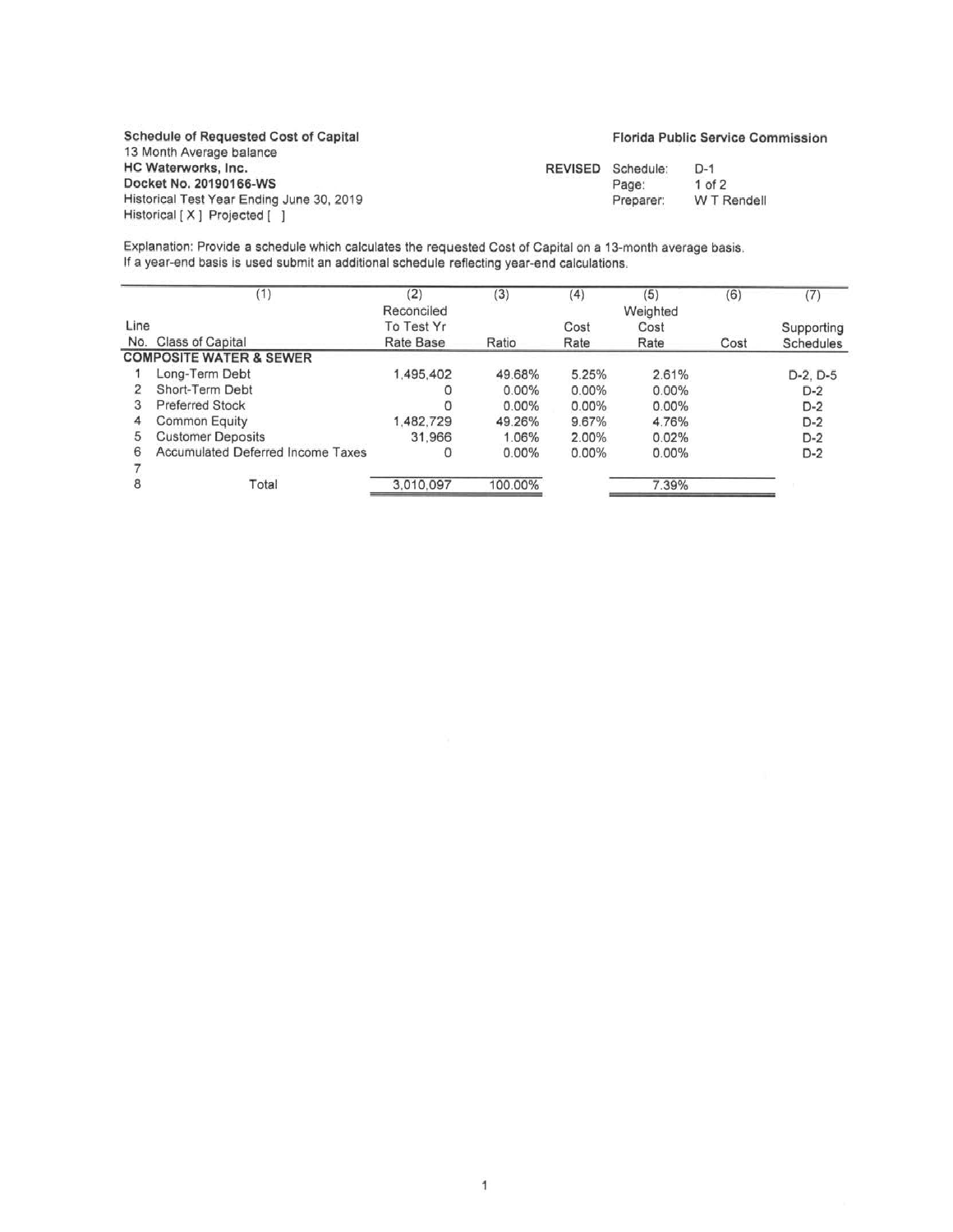**Schedule of Requested Cost of Capital**
13 Month Average balance
**HC Waterworks, Inc.**
**Docket No. 20190166-WS**
Historical Test Year Ending June 30, 2019
Historical [ X ] Projected [ ]

**Florida Public Service Commission**

**REVISED** Schedule: D-1
Page: 1 of 2
Preparer: W T Rendell

Explanation: Provide a schedule which calculates the requested Cost of Capital on a 13-month average basis. If a year-end basis is used submit an additional schedule reflecting year-end calculations.

| Line No. | (1) Class of Capital | (2) Reconciled To Test Yr Rate Base | (3) Ratio | (4) Cost Rate | (5) Weighted Cost Rate | (6) Cost | (7) Supporting Schedules |
|---|---|---|---|---|---|---|---|
| | **COMPOSITE WATER & SEWER** | | | | | | |
| 1 | Long-Term Debt | 1,495,402 | 49.68% | 5.25% | 2.61% | | D-2, D-5 |
| 2 | Short-Term Debt | 0 | 0.00% | 0.00% | 0.00% | | D-2 |
| 3 | Preferred Stock | 0 | 0.00% | 0.00% | 0.00% | | D-2 |
| 4 | Common Equity | 1,482,729 | 49.26% | 9.67% | 4.76% | | D-2 |
| 5 | Customer Deposits | 31,966 | 1.06% | 2.00% | 0.02% | | D-2 |
| 6 | Accumulated Deferred Income Taxes | 0 | 0.00% | 0.00% | 0.00% | | D-2 |
| 7 | | | | | | | |
| 8 | Total | 3,010,097 | 100.00% | | 7.39% | | |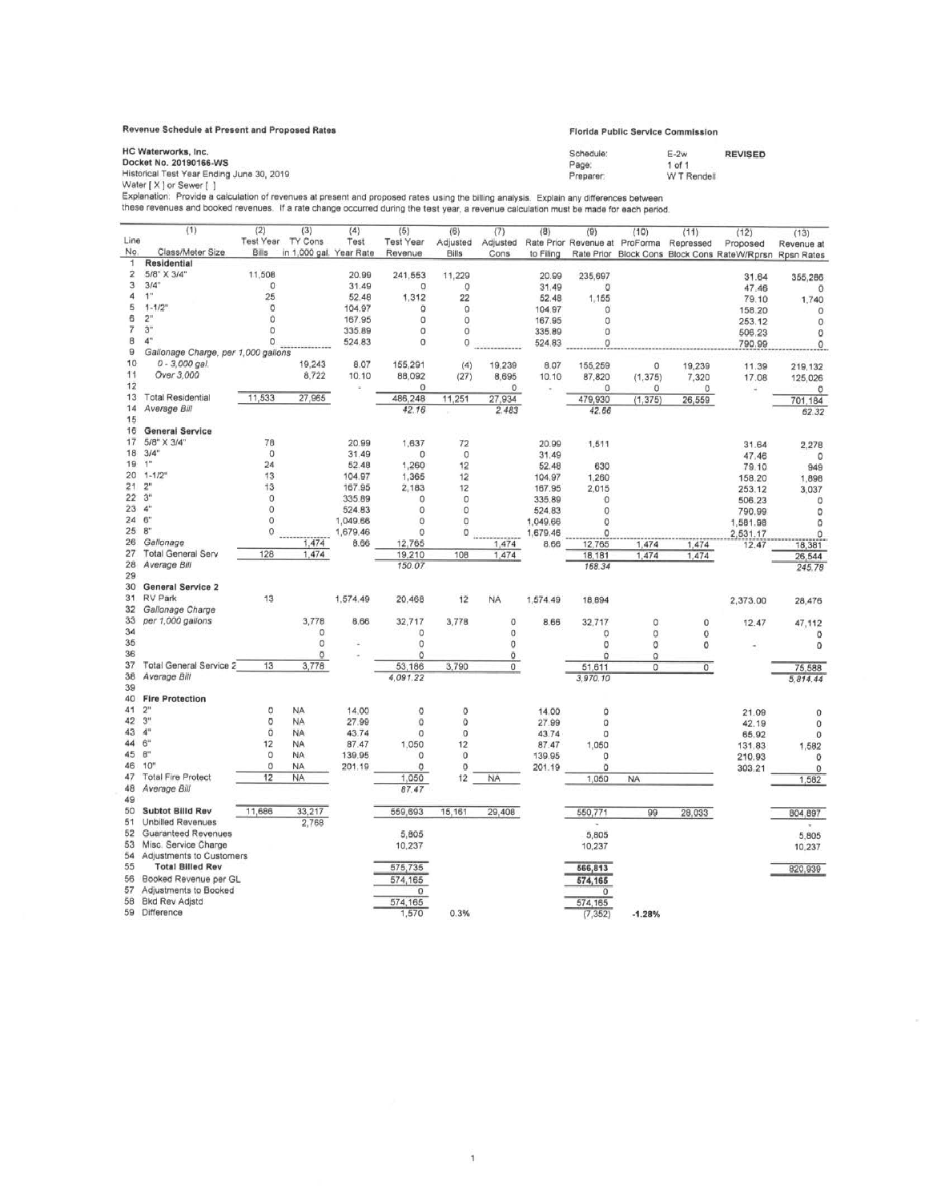**Revenue Schedule at Present and Proposed Rates**

**Florida Public Service Commission**

**HC Waterworks, Inc.**
**Docket No. 20190166-WS**
Historical Test Year Ending June 30, 2019
Water [ X ] or Sewer [ ]

Schedule: E-2w **REVISED**
Page: 1 of 1
Preparer: W T Rendell

Explanation: Provide a calculation of revenues at present and proposed rates using the billing analysis. Explain any differences between these revenues and booked revenues. If a rate change occurred during the test year, a revenue calculation must be made for each period.

| Line No. | (1) Class/Meter Size | (2) Test Year Bills | (3) TY Cons in 1,000 gal. | (4) Test Year Rate | (5) Test Year Revenue | (6) Adjusted Bills | (7) Adjusted Cons | (8) Rate Prior to Filing | (9) Revenue at Rate Prior | (10) ProForma Block Cons | (11) Repressed Block Cons | (12) Proposed RateW/Rprsn | (13) Revenue at Rpsn Rates |
|---|---|---|---|---|---|---|---|---|---|---|---|---|---|
| 1 | **Residential** | | | | | | | | | | | | |
| 2 | 5/8" X 3/4" | 11,508 | | 20.99 | 241,553 | 11,229 | | 20.99 | 235,697 | | | 31.64 | 355,286 |
| 3 | 3/4" | 0 | | 31.49 | 0 | 0 | | 31.49 | 0 | | | 47.46 | 0 |
| 4 | 1" | 25 | | 52.48 | 1,312 | 22 | | 52.48 | 1,155 | | | 79.10 | 1,740 |
| 5 | 1-1/2" | 0 | | 104.97 | 0 | 0 | | 104.97 | 0 | | | 158.20 | 0 |
| 6 | 2" | 0 | | 167.95 | 0 | 0 | | 167.95 | 0 | | | 253.12 | 0 |
| 7 | 3" | 0 | | 335.89 | 0 | 0 | | 335.89 | 0 | | | 506.23 | 0 |
| 8 | 4" | 0 | | 524.83 | 0 | 0 | | 524.83 | 0 | | | 790.99 | 0 |
| 9 | *Gallonage Charge, per 1,000 gallons* | | | | | | | | | | | | |
| 10 | *0 - 3,000 gal.* | | 19,243 | 8.07 | 155,291 | (4) | 19,239 | 8.07 | 155,259 | 0 | 19,239 | 11.39 | 219,132 |
| 11 | *Over 3,000* | | 8,722 | 10.10 | 88,092 | (27) | 8,695 | 10.10 | 87,820 | (1,375) | 7,320 | 17.08 | 125,026 |
| 12 | | | | - | 0 | | 0 | - | 0 | 0 | 0 | - | 0 |
| 13 | Total Residential | 11,533 | 27,965 | | 486,248 | 11,251 | 27,934 | | 479,930 | (1,375) | 26,559 | | 701,184 |
| 14 | *Average Bill* | | | | *42.16* | | *2.483* | | *42.66* | | | | *62.32* |
| 15 | | | | | | | | | | | | | |
| 16 | **General Service** | | | | | | | | | | | | |
| 17 | 5/8" X 3/4" | 78 | | 20.99 | 1,637 | 72 | | 20.99 | 1,511 | | | 31.64 | 2,278 |
| 18 | 3/4" | 0 | | 31.49 | 0 | 0 | | 31.49 | | | | 47.46 | 0 |
| 19 | 1" | 24 | | 52.48 | 1,260 | 12 | | 52.48 | 630 | | | 79.10 | 949 |
| 20 | 1-1/2" | 13 | | 104.97 | 1,365 | 12 | | 104.97 | 1,260 | | | 158.20 | 1,898 |
| 21 | 2" | 13 | | 167.95 | 2,183 | 12 | | 167.95 | 2,015 | | | 253.12 | 3,037 |
| 22 | 3" | 0 | | 335.89 | 0 | 0 | | 335.89 | 0 | | | 506.23 | 0 |
| 23 | 4" | 0 | | 524.83 | 0 | 0 | | 524.83 | 0 | | | 790.99 | 0 |
| 24 | 6" | 0 | | 1,049.66 | 0 | 0 | | 1,049.66 | 0 | | | 1,581.98 | 0 |
| 25 | 8" | 0 | | 1,679.46 | 0 | 0 | | 1,679.46 | 0 | | | 2,531.17 | 0 |
| 26 | *Gallonage* | | 1,474 | 8.66 | 12,765 | | 1,474 | 8.66 | 12,765 | 1,474 | 1,474 | 12.47 | 18,381 |
| 27 | Total General Serv | 128 | 1,474 | | 19,210 | 108 | 1,474 | | 18,181 | 1,474 | 1,474 | | 26,544 |
| 28 | *Average Bill* | | | | *150.07* | | | | *168.34* | | | | *245.79* |
| 29 | | | | | | | | | | | | | |
| 30 | **General Service 2** | | | | | | | | | | | | |
| 31 | RV Park | 13 | | 1,574.49 | 20,468 | 12 | NA | 1,574.49 | 18,894 | | | 2,373.00 | 28,476 |
| 32 | *Gallonage Charge* | | | | | | | | | | | | |
| 33 | *per 1,000 gallons* | | 3,778 | 8.66 | 32,717 | 3,778 | 0 | 8.66 | 32,717 | 0 | 0 | 12.47 | 47,112 |
| 34 | | | 0 | | 0 | | 0 | | 0 | 0 | 0 | | 0 |
| 35 | | | 0 | - | 0 | | 0 | | 0 | 0 | 0 | - | 0 |
| 36 | | | 0 | - | 0 | | 0 | | 0 | 0 | | | |
| 37 | Total General Service 2 | 13 | 3,778 | | 53,186 | 3,790 | 0 | | 51,611 | 0 | 0 | | 75,588 |
| 38 | *Average Bill* | | | | *4,091.22* | | | | *3,970.10* | | | | *5,814.44* |
| 39 | | | | | | | | | | | | | |
| 40 | **Fire Protection** | | | | | | | | | | | | |
| 41 | 2" | 0 | NA | 14.00 | 0 | 0 | | 14.00 | 0 | | | 21.09 | 0 |
| 42 | 3" | 0 | NA | 27.99 | 0 | 0 | | 27.99 | 0 | | | 42.19 | 0 |
| 43 | 4" | 0 | NA | 43.74 | 0 | 0 | | 43.74 | 0 | | | 65.92 | 0 |
| 44 | 6" | 12 | NA | 87.47 | 1,050 | 12 | | 87.47 | 1,050 | | | 131.83 | 1,582 |
| 45 | 8" | 0 | NA | 139.95 | 0 | 0 | | 139.95 | 0 | | | 210.93 | 0 |
| 46 | 10" | 0 | NA | 201.19 | 0 | 0 | | 201.19 | 0 | | | 303.21 | 0 |
| 47 | Total Fire Protect | 12 | NA | | 1,050 | 12 | NA | | 1,050 | NA | | | 1,582 |
| 48 | *Average Bill* | | | | *87.47* | | | | | | | | |
| 49 | | | | | | | | | | | | | |
| 50 | **Subtot Billd Rev** | 11,686 | 33,217 | | 559,693 | 15,161 | 29,408 | | 550,771 | 99 | 28,033 | | 804,897 |
| 51 | Unbilled Revenues | | 2,768 | | | | | | - | | | | - |
| 52 | Guaranteed Revenues | | | | 5,805 | | | | 5,805 | | | | 5,805 |
| 53 | Misc. Service Charge | | | | 10,237 | | | | 10,237 | | | | 10,237 |
| 54 | Adjustments to Customers | | | | | | | | | | | | |
| 55 | **Total Billed Rev** | | | | 575,735 | | | | 566,813 | | | | 820,939 |
| 56 | Booked Revenue per GL | | | | 574,165 | | | | 574,165 | | | | |
| 57 | Adjustments to Booked | | | | 0 | | | | 0 | | | | |
| 58 | Bkd Rev Adjstd | | | | 574,165 | | | | 574,165 | | | | |
| 59 | Difference | | | | 1,570 | 0.3% | | | (7,352) | -1.28% | | | |